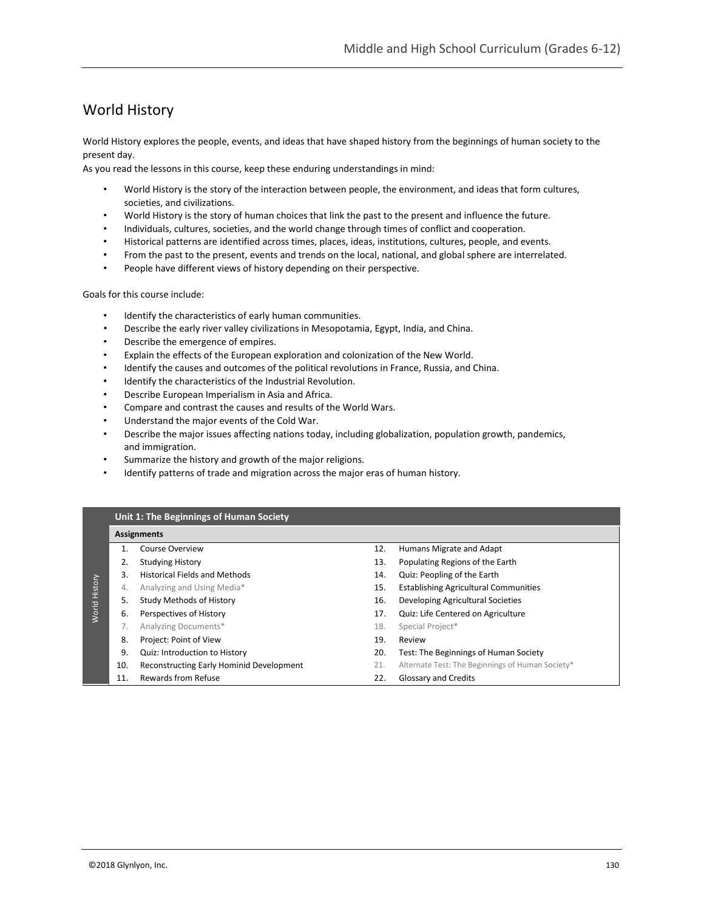# World History

World History explores the people, events, and ideas that have shaped history from the beginnings of human society to the present day.

As you read the lessons in this course, keep these enduring understandings in mind:

- World History is the story of the interaction between people, the environment, and ideas that form cultures, societies, and civilizations.
- World History is the story of human choices that link the past to the present and influence the future.
- Individuals, cultures, societies, and the world change through times of conflict and cooperation.
- Historical patterns are identified across times, places, ideas, institutions, cultures, people, and events.
- From the past to the present, events and trends on the local, national, and global sphere are interrelated.
- People have different views of history depending on their perspective.

Goals for this course include:

- Identify the characteristics of early human communities.
- Describe the early river valley civilizations in Mesopotamia, Egypt, India, and China.
- Describe the emergence of empires.
- Explain the effects of the European exploration and colonization of the New World.
- Identify the causes and outcomes of the political revolutions in France, Russia, and China.
- Identify the characteristics of the Industrial Revolution.
- Describe European Imperialism in Asia and Africa.
- Compare and contrast the causes and results of the World Wars.
- Understand the major events of the Cold War.
- Describe the major issues affecting nations today, including globalization, population growth, pandemics, and immigration.
- Summarize the history and growth of the major religions.
- Identify patterns of trade and migration across the major eras of human history.

| Unit 1: The Beginnings of Human Society | | | |
|---|---|---|---|
| **Assignments** | | | |
| 1. | Course Overview | 12. | Humans Migrate and Adapt |
| 2. | Studying History | 13. | Populating Regions of the Earth |
| 3. | Historical Fields and Methods | 14. | Quiz: Peopling of the Earth |
| 4. | Analyzing and Using Media* | 15. | Establishing Agricultural Communities |
| 5. | Study Methods of History | 16. | Developing Agricultural Societies |
| 6. | Perspectives of History | 17. | Quiz: Life Centered on Agriculture |
| 7. | Analyzing Documents* | 18. | Special Project* |
| 8. | Project: Point of View | 19. | Review |
| 9. | Quiz: Introduction to History | 20. | Test: The Beginnings of Human Society |
| 10. | Reconstructing Early Hominid Development | 21. | Alternate Test: The Beginnings of Human Society* |
| 11. | Rewards from Refuse | 22. | Glossary and Credits |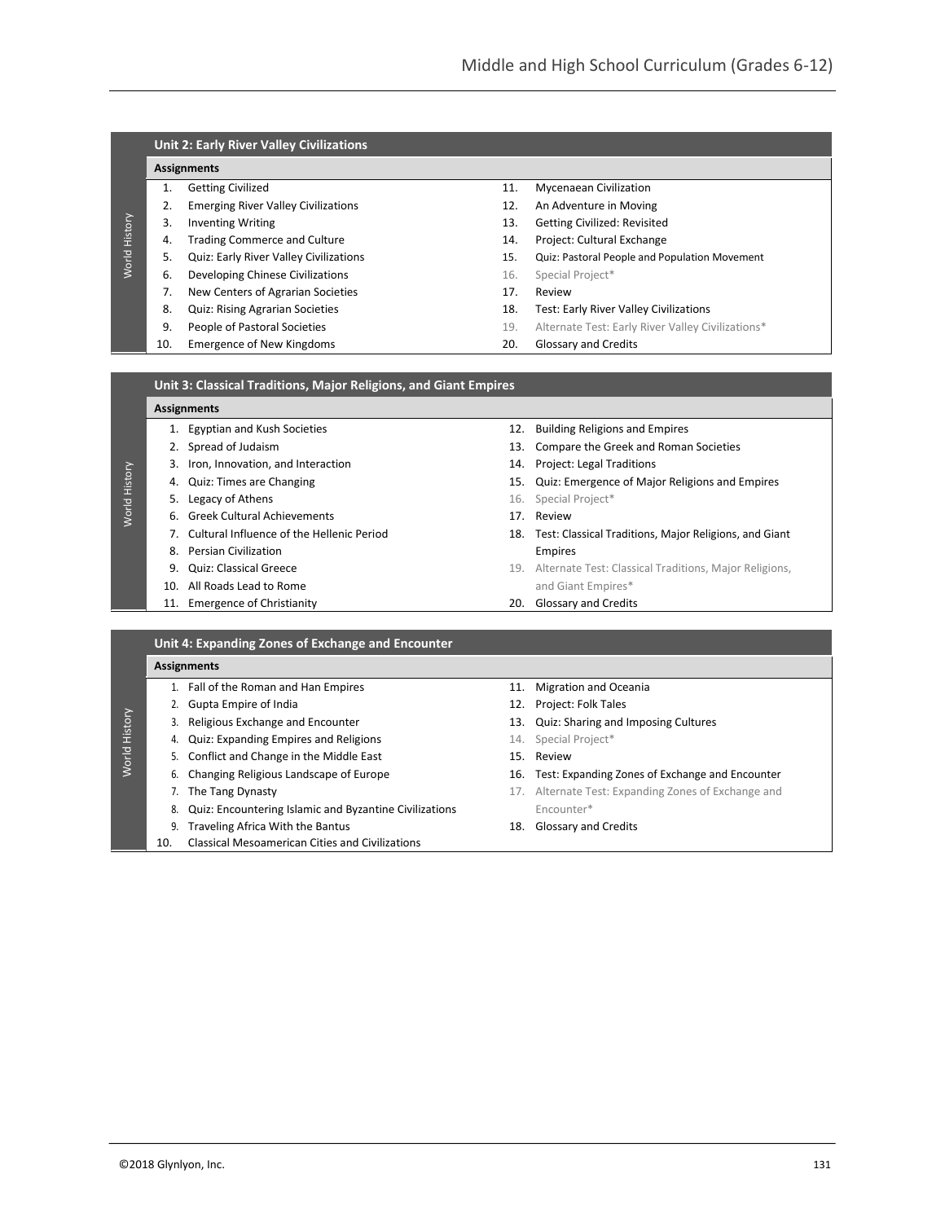## Unit 2: Early River Valley Civilizations

**Assignments**

1. Getting Civilized
2. Emerging River Valley Civilizations
3. Inventing Writing
4. Trading Commerce and Culture
5. Quiz: Early River Valley Civilizations
6. Developing Chinese Civilizations
7. New Centers of Agrarian Societies
8. Quiz: Rising Agrarian Societies
9. People of Pastoral Societies
10. Emergence of New Kingdoms
11. Mycenaean Civilization
12. An Adventure in Moving
13. Getting Civilized: Revisited
14. Project: Cultural Exchange
15. Quiz: Pastoral People and Population Movement
16. Special Project*
17. Review
18. Test: Early River Valley Civilizations
19. Alternate Test: Early River Valley Civilizations*
20. Glossary and Credits

## Unit 3: Classical Traditions, Major Religions, and Giant Empires

**Assignments**

1. Egyptian and Kush Societies
2. Spread of Judaism
3. Iron, Innovation, and Interaction
4. Quiz: Times are Changing
5. Legacy of Athens
6. Greek Cultural Achievements
7. Cultural Influence of the Hellenic Period
8. Persian Civilization
9. Quiz: Classical Greece
10. All Roads Lead to Rome
11. Emergence of Christianity
12. Building Religions and Empires
13. Compare the Greek and Roman Societies
14. Project: Legal Traditions
15. Quiz: Emergence of Major Religions and Empires
16. Special Project*
17. Review
18. Test: Classical Traditions, Major Religions, and Giant Empires
19. Alternate Test: Classical Traditions, Major Religions, and Giant Empires*
20. Glossary and Credits

## Unit 4: Expanding Zones of Exchange and Encounter

**Assignments**

1. Fall of the Roman and Han Empires
2. Gupta Empire of India
3. Religious Exchange and Encounter
4. Quiz: Expanding Empires and Religions
5. Conflict and Change in the Middle East
6. Changing Religious Landscape of Europe
7. The Tang Dynasty
8. Quiz: Encountering Islamic and Byzantine Civilizations
9. Traveling Africa With the Bantus
10. Classical Mesoamerican Cities and Civilizations
11. Migration and Oceania
12. Project: Folk Tales
13. Quiz: Sharing and Imposing Cultures
14. Special Project*
15. Review
16. Test: Expanding Zones of Exchange and Encounter
17. Alternate Test: Expanding Zones of Exchange and Encounter*
18. Glossary and Credits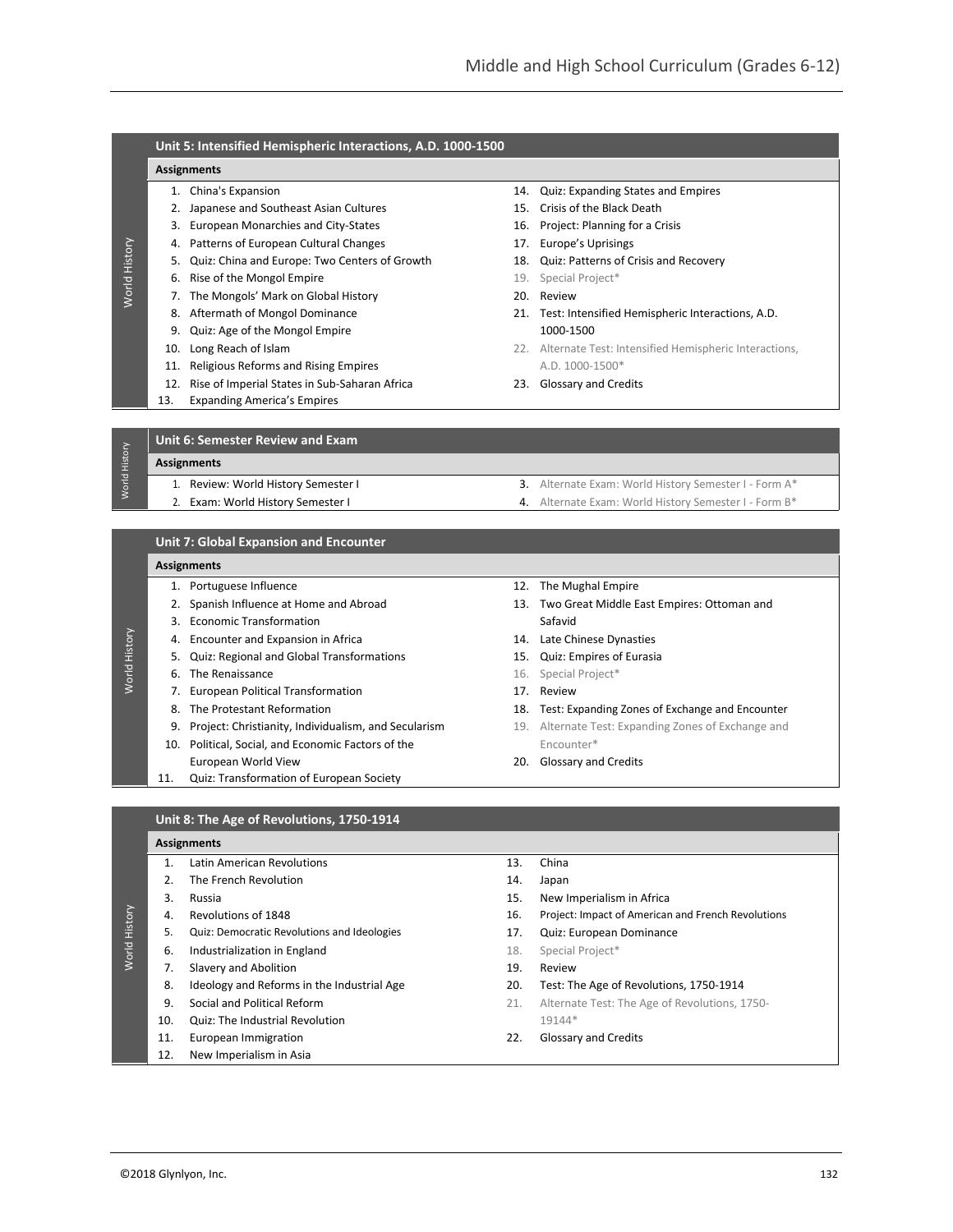## Unit 5: Intensified Hemispheric Interactions, A.D. 1000-1500

**Assignments**

1. China's Expansion
2. Japanese and Southeast Asian Cultures
3. European Monarchies and City-States
4. Patterns of European Cultural Changes
5. Quiz: China and Europe: Two Centers of Growth
6. Rise of the Mongol Empire
7. The Mongols' Mark on Global History
8. Aftermath of Mongol Dominance
9. Quiz: Age of the Mongol Empire
10. Long Reach of Islam
11. Religious Reforms and Rising Empires
12. Rise of Imperial States in Sub-Saharan Africa
13. Expanding America's Empires
14. Quiz: Expanding States and Empires
15. Crisis of the Black Death
16. Project: Planning for a Crisis
17. Europe's Uprisings
18. Quiz: Patterns of Crisis and Recovery
19. Special Project*
20. Review
21. Test: Intensified Hemispheric Interactions, A.D. 1000-1500
22. Alternate Test: Intensified Hemispheric Interactions, A.D. 1000-1500*
23. Glossary and Credits

## Unit 6: Semester Review and Exam

**Assignments**

1. Review: World History Semester I
2. Exam: World History Semester I
3. Alternate Exam: World History Semester I - Form A*
4. Alternate Exam: World History Semester I - Form B*

## Unit 7: Global Expansion and Encounter

**Assignments**

1. Portuguese Influence
2. Spanish Influence at Home and Abroad
3. Economic Transformation
4. Encounter and Expansion in Africa
5. Quiz: Regional and Global Transformations
6. The Renaissance
7. European Political Transformation
8. The Protestant Reformation
9. Project: Christianity, Individualism, and Secularism
10. Political, Social, and Economic Factors of the European World View
11. Quiz: Transformation of European Society
12. The Mughal Empire
13. Two Great Middle East Empires: Ottoman and Safavid
14. Late Chinese Dynasties
15. Quiz: Empires of Eurasia
16. Special Project*
17. Review
18. Test: Expanding Zones of Exchange and Encounter
19. Alternate Test: Expanding Zones of Exchange and Encounter*
20. Glossary and Credits

## Unit 8: The Age of Revolutions, 1750-1914

**Assignments**

1. Latin American Revolutions
2. The French Revolution
3. Russia
4. Revolutions of 1848
5. Quiz: Democratic Revolutions and Ideologies
6. Industrialization in England
7. Slavery and Abolition
8. Ideology and Reforms in the Industrial Age
9. Social and Political Reform
10. Quiz: The Industrial Revolution
11. European Immigration
12. New Imperialism in Asia
13. China
14. Japan
15. New Imperialism in Africa
16. Project: Impact of American and French Revolutions
17. Quiz: European Dominance
18. Special Project*
19. Review
20. Test: The Age of Revolutions, 1750-1914
21. Alternate Test: The Age of Revolutions, 1750-19144*
22. Glossary and Credits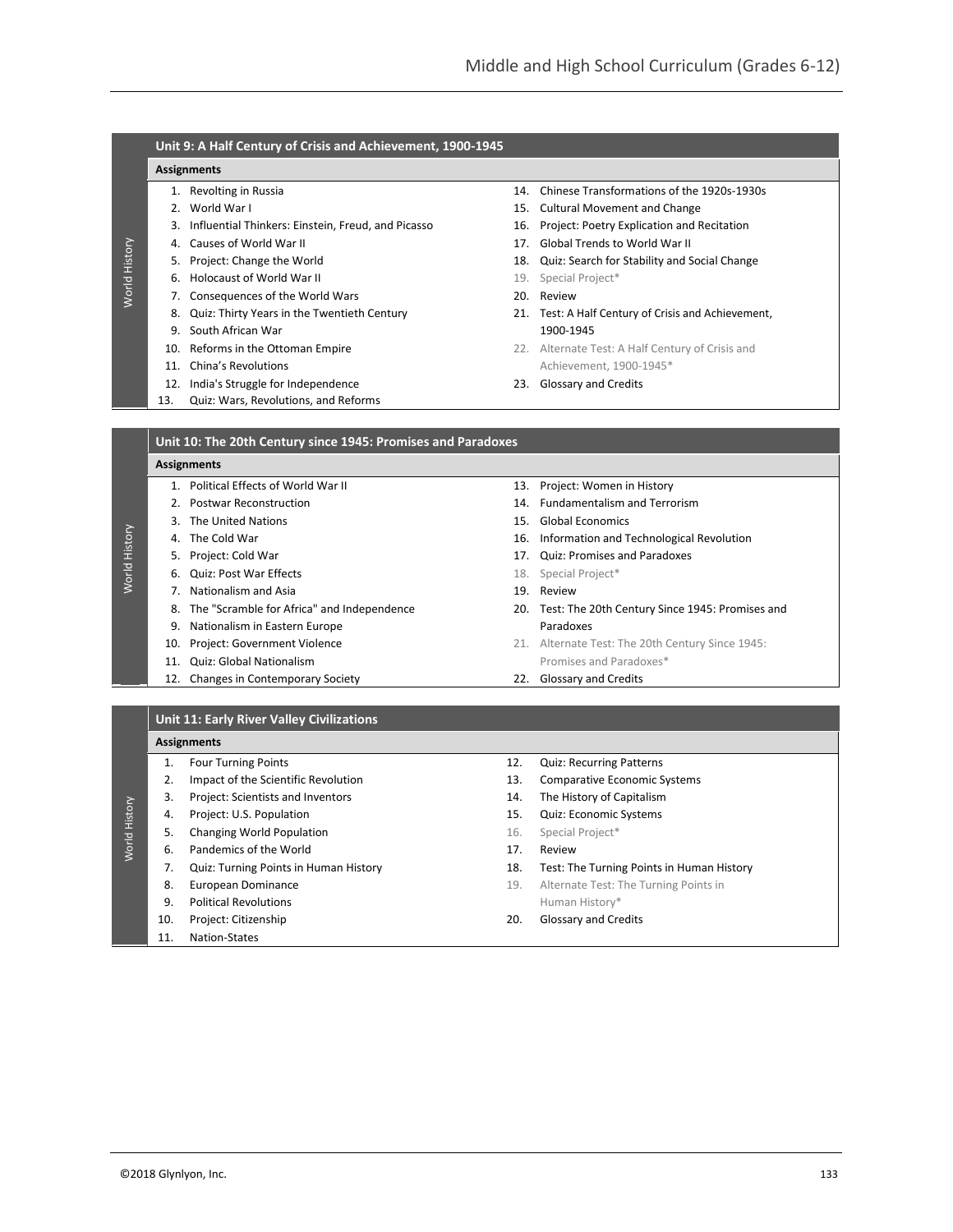### Unit 9: A Half Century of Crisis and Achievement, 1900-1945

**Assignments**

1. Revolting in Russia
2. World War I
3. Influential Thinkers: Einstein, Freud, and Picasso
4. Causes of World War II
5. Project: Change the World
6. Holocaust of World War II
7. Consequences of the World Wars
8. Quiz: Thirty Years in the Twentieth Century
9. South African War
10. Reforms in the Ottoman Empire
11. China's Revolutions
12. India's Struggle for Independence
13. Quiz: Wars, Revolutions, and Reforms
14. Chinese Transformations of the 1920s-1930s
15. Cultural Movement and Change
16. Project: Poetry Explication and Recitation
17. Global Trends to World War II
18. Quiz: Search for Stability and Social Change
19. Special Project*
20. Review
21. Test: A Half Century of Crisis and Achievement, 1900-1945
22. Alternate Test: A Half Century of Crisis and Achievement, 1900-1945*
23. Glossary and Credits

### Unit 10: The 20th Century since 1945: Promises and Paradoxes

**Assignments**

1. Political Effects of World War II
2. Postwar Reconstruction
3. The United Nations
4. The Cold War
5. Project: Cold War
6. Quiz: Post War Effects
7. Nationalism and Asia
8. The "Scramble for Africa" and Independence
9. Nationalism in Eastern Europe
10. Project: Government Violence
11. Quiz: Global Nationalism
12. Changes in Contemporary Society
13. Project: Women in History
14. Fundamentalism and Terrorism
15. Global Economics
16. Information and Technological Revolution
17. Quiz: Promises and Paradoxes
18. Special Project*
19. Review
20. Test: The 20th Century Since 1945: Promises and Paradoxes
21. Alternate Test: The 20th Century Since 1945: Promises and Paradoxes*
22. Glossary and Credits

### Unit 11: Early River Valley Civilizations

**Assignments**

1. Four Turning Points
2. Impact of the Scientific Revolution
3. Project: Scientists and Inventors
4. Project: U.S. Population
5. Changing World Population
6. Pandemics of the World
7. Quiz: Turning Points in Human History
8. European Dominance
9. Political Revolutions
10. Project: Citizenship
11. Nation-States
12. Quiz: Recurring Patterns
13. Comparative Economic Systems
14. The History of Capitalism
15. Quiz: Economic Systems
16. Special Project*
17. Review
18. Test: The Turning Points in Human History
19. Alternate Test: The Turning Points in Human History*
20. Glossary and Credits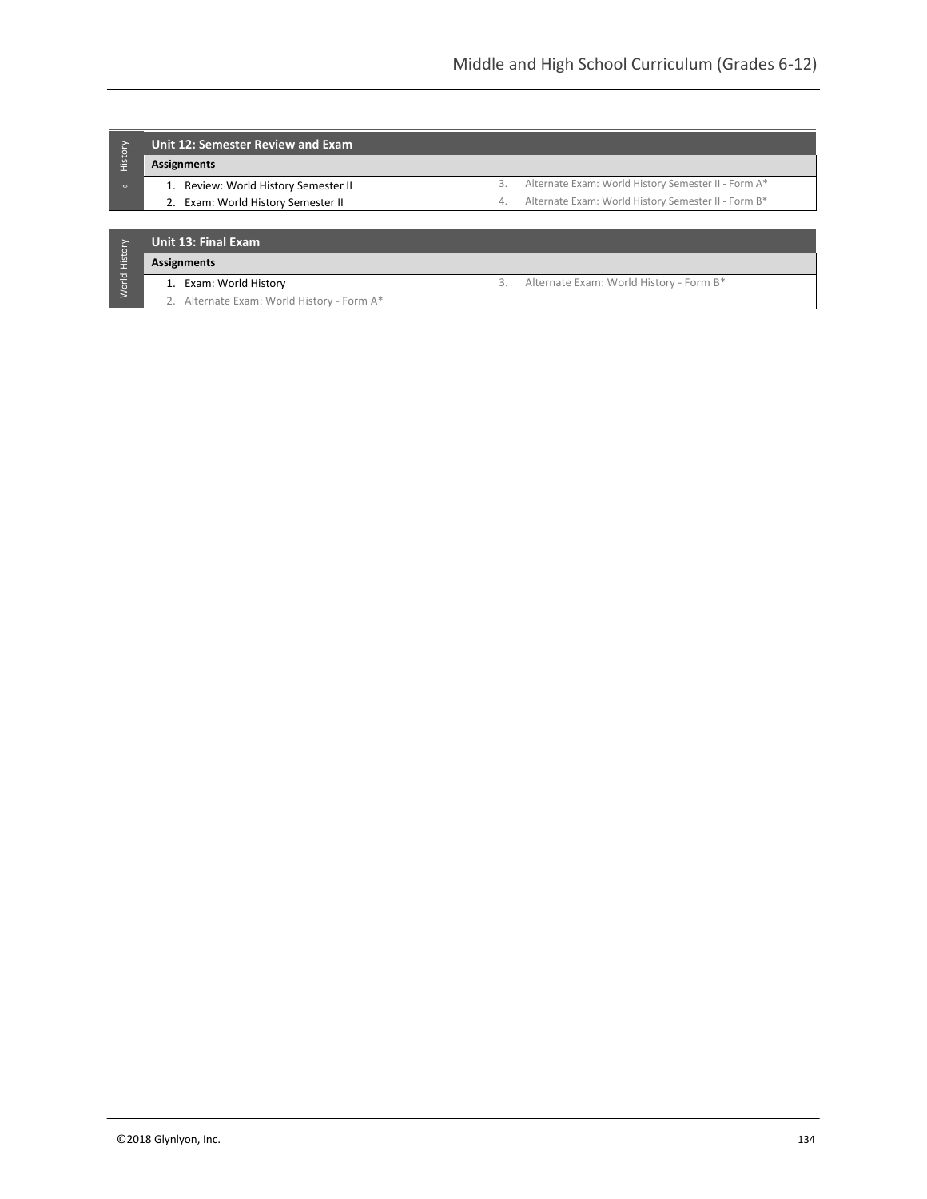## Unit 12: Semester Review and Exam

**Assignments**

1. Review: World History Semester II
2. Exam: World History Semester II
3. Alternate Exam: World History Semester II - Form A*
4. Alternate Exam: World History Semester II - Form B*

## Unit 13: Final Exam

**Assignments**

1. Exam: World History
2. Alternate Exam: World History - Form A*
3. Alternate Exam: World History - Form B*